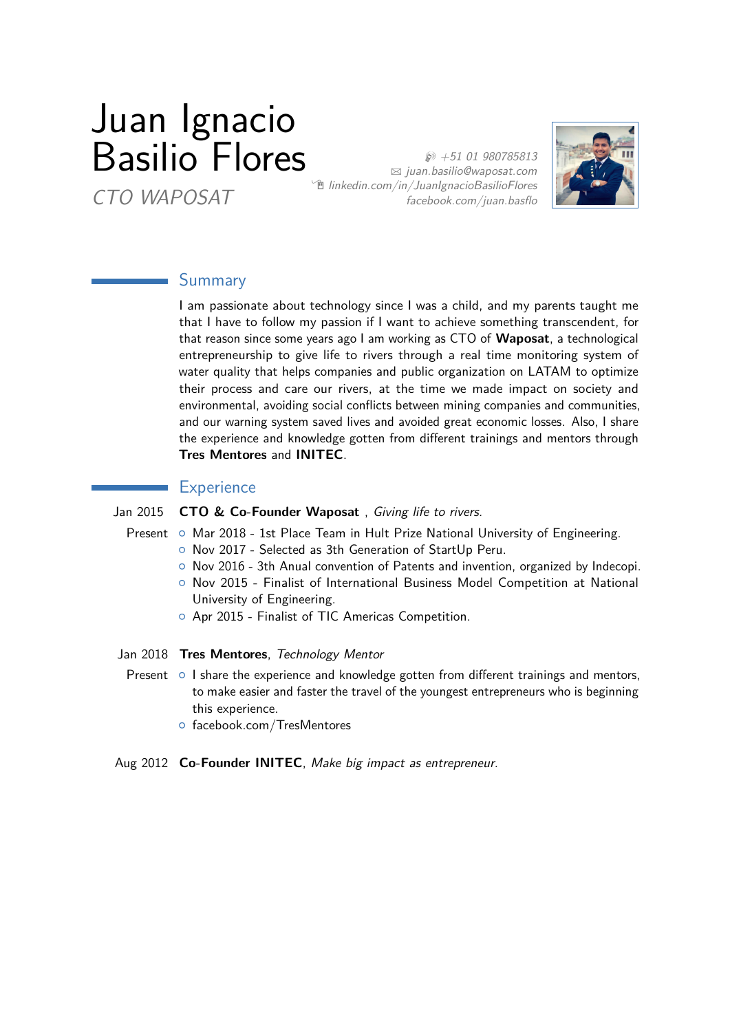# Juan Ignacio Basilio Flores

*CTO WAPOSAT*

*+51 01 980785813*
*juan.basilio@waposat.com*
*linkedin.com/in/JuanIgnacioBasilioFlores*
*facebook.com/juan.basflo*

## Summary

I am passionate about technology since I was a child, and my parents taught me that I have to follow my passion if I want to achieve something transcendent, for that reason since some years ago I am working as CTO of **Waposat**, a technological entrepreneurship to give life to rivers through a real time monitoring system of water quality that helps companies and public organization on LATAM to optimize their process and care our rivers, at the time we made impact on society and environmental, avoiding social conflicts between mining companies and communities, and our warning system saved lives and avoided great economic losses. Also, I share the experience and knowledge gotten from different trainings and mentors through **Tres Mentores** and **INITEC**.

## Experience

**Jan 2015 – Present** — **CTO & Co-Founder Waposat** , *Giving life to rivers.*

- Mar 2018 - 1st Place Team in Hult Prize National University of Engineering.
- Nov 2017 - Selected as 3th Generation of StartUp Peru.
- Nov 2016 - 3th Anual convention of Patents and invention, organized by Indecopi.
- Nov 2015 - Finalist of International Business Model Competition at National University of Engineering.
- Apr 2015 - Finalist of TIC Americas Competition.

**Jan 2018 – Present** — **Tres Mentores**, *Technology Mentor*

- I share the experience and knowledge gotten from different trainings and mentors, to make easier and faster the travel of the youngest entrepreneurs who is beginning this experience.
- facebook.com/TresMentores

**Aug 2012** — **Co-Founder INITEC**, *Make big impact as entrepreneur.*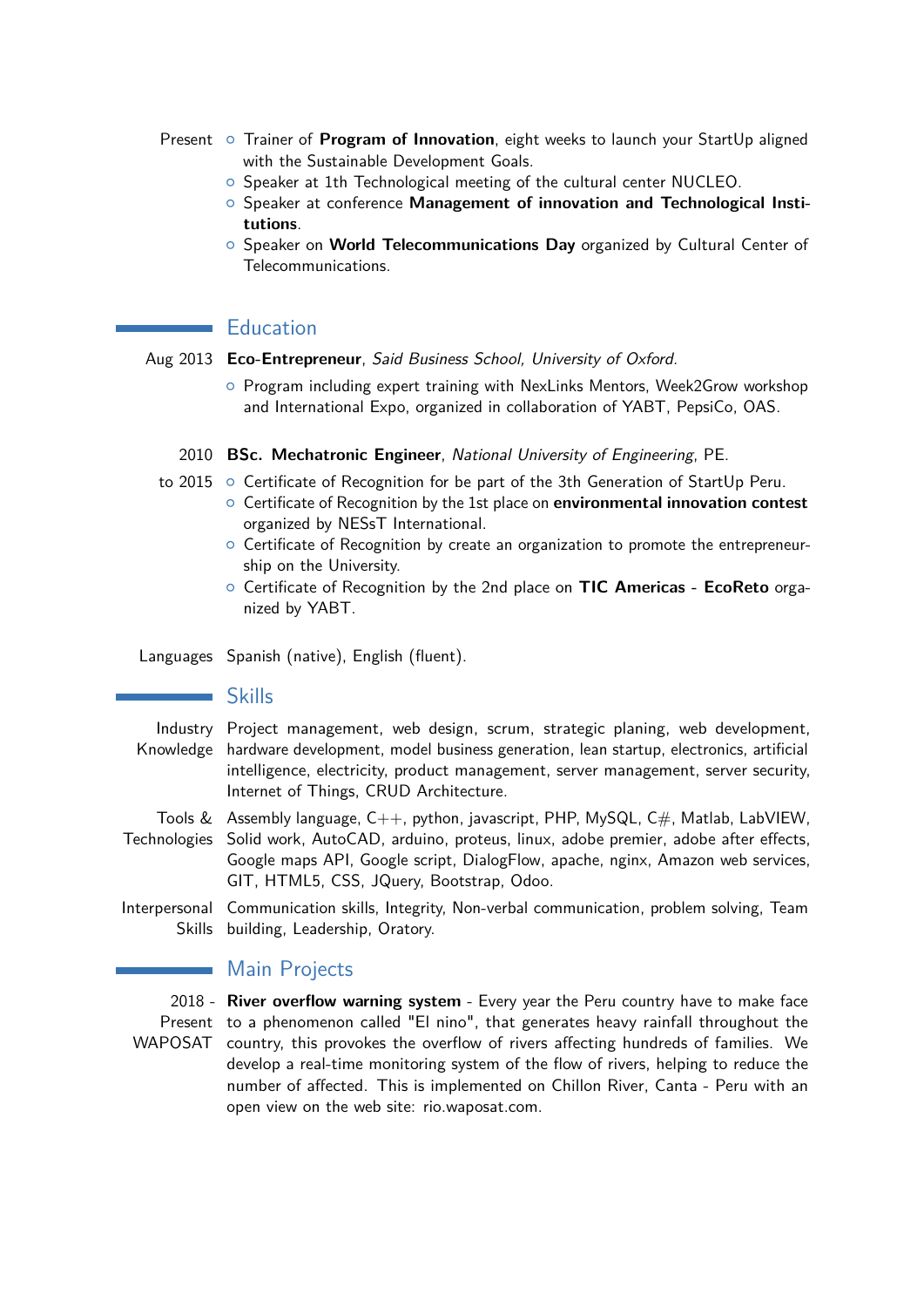Present
- Trainer of **Program of Innovation**, eight weeks to launch your StartUp aligned with the Sustainable Development Goals.
- Speaker at 1th Technological meeting of the cultural center NUCLEO.
- Speaker at conference **Management of innovation and Technological Institutions**.
- Speaker on **World Telecommunications Day** organized by Cultural Center of Telecommunications.

## Education

Aug 2013 **Eco-Entrepreneur**, *Said Business School, University of Oxford.*

- Program including expert training with NexLinks Mentors, Week2Grow workshop and International Expo, organized in collaboration of YABT, PepsiCo, OAS.

2010 to 2015 **BSc. Mechatronic Engineer**, *National University of Engineering*, PE.

- Certificate of Recognition for be part of the 3th Generation of StartUp Peru.
- Certificate of Recognition by the 1st place on **environmental innovation contest** organized by NESsT International.
- Certificate of Recognition by create an organization to promote the entrepreneurship on the University.
- Certificate of Recognition by the 2nd place on **TIC Americas** - **EcoReto** organized by YABT.

Languages Spanish (native), English (fluent).

## Skills

Industry Knowledge: Project management, web design, scrum, strategic planing, web development, hardware development, model business generation, lean startup, electronics, artificial intelligence, electricity, product management, server management, server security, Internet of Things, CRUD Architecture.

Tools & Technologies: Assembly language, C++, python, javascript, PHP, MySQL, C#, Matlab, LabVIEW, Solid work, AutoCAD, arduino, proteus, linux, adobe premier, adobe after effects, Google maps API, Google script, DialogFlow, apache, nginx, Amazon web services, GIT, HTML5, CSS, JQuery, Bootstrap, Odoo.

Interpersonal Skills: Communication skills, Integrity, Non-verbal communication, problem solving, Team building, Leadership, Oratory.

## Main Projects

2018 - Present WAPOSAT **River overflow warning system** - Every year the Peru country have to make face to a phenomenon called "El nino", that generates heavy rainfall throughout the country, this provokes the overflow of rivers affecting hundreds of families. We develop a real-time monitoring system of the flow of rivers, helping to reduce the number of affected. This is implemented on Chillon River, Canta - Peru with an open view on the web site: rio.waposat.com.